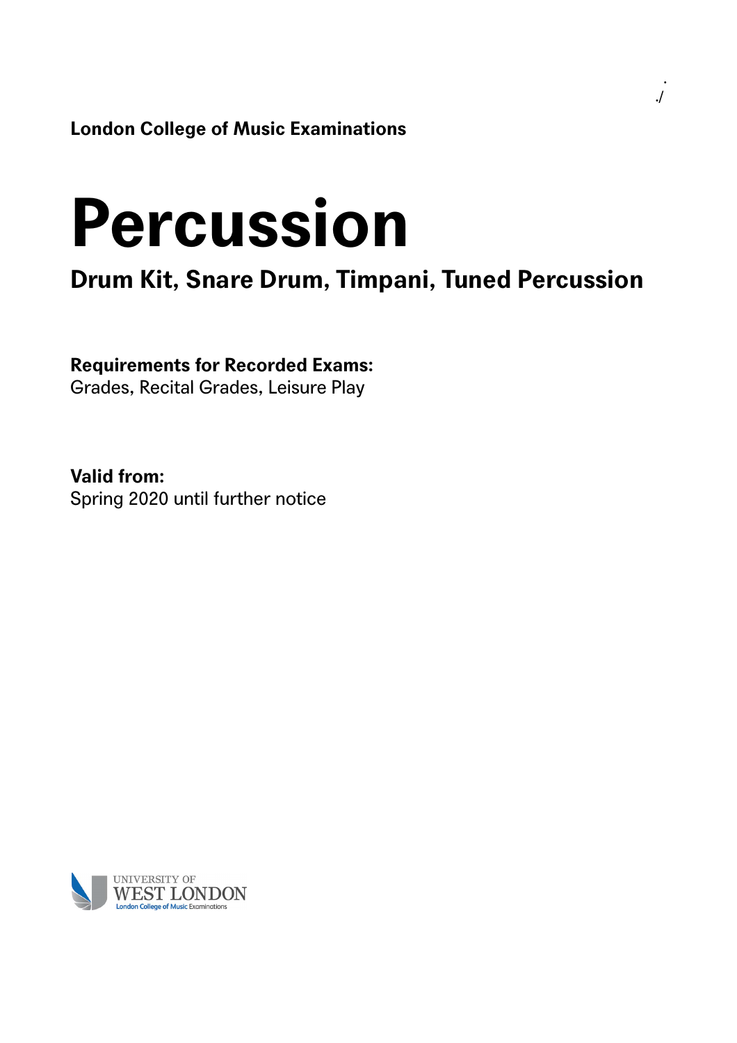**London College of Music Examinations**

# Percussion

## Drum Kit, Snare Drum, Timpani, Tuned Percussion

**Requirements for Recorded Exams:**
Grades, Recital Grades, Leisure Play

**Valid from:**
Spring 2020 until further notice

UNIVERSITY OF WEST LONDON
London College of Music Examinations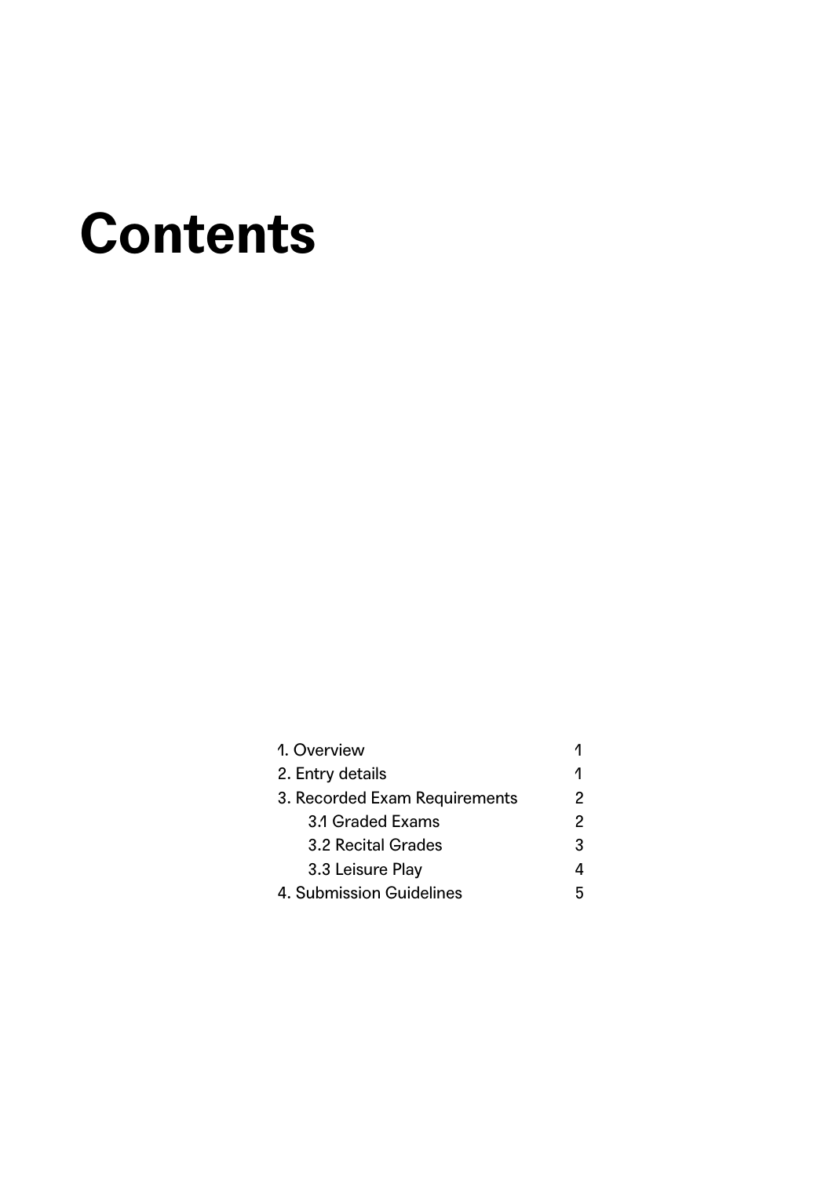# Contents

| | |
|---|---|
| 1. Overview | 1 |
| 2. Entry details | 1 |
| 3. Recorded Exam Requirements | 2 |
| 3.1 Graded Exams | 2 |
| 3.2 Recital Grades | 3 |
| 3.3 Leisure Play | 4 |
| 4. Submission Guidelines | 5 |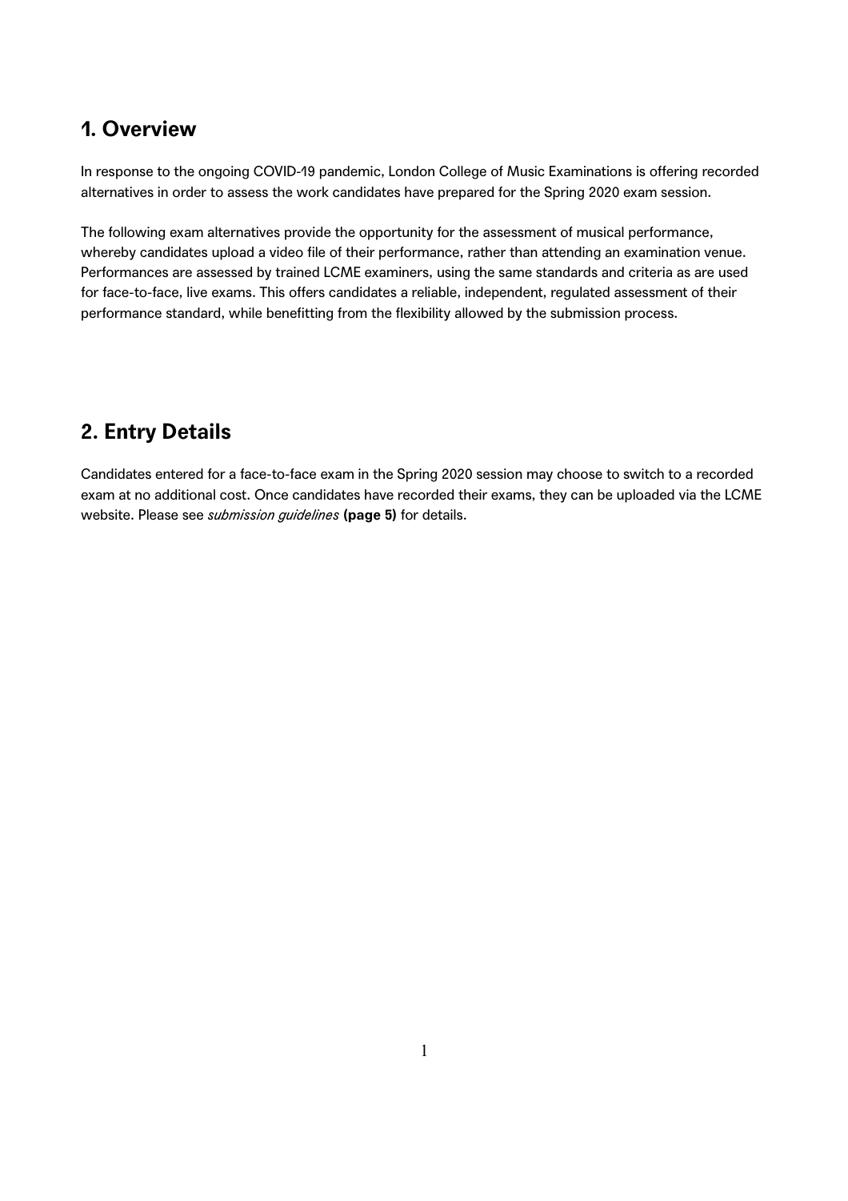## 1. Overview

In response to the ongoing COVID-19 pandemic, London College of Music Examinations is offering recorded alternatives in order to assess the work candidates have prepared for the Spring 2020 exam session.

The following exam alternatives provide the opportunity for the assessment of musical performance, whereby candidates upload a video file of their performance, rather than attending an examination venue. Performances are assessed by trained LCME examiners, using the same standards and criteria as are used for face-to-face, live exams. This offers candidates a reliable, independent, regulated assessment of their performance standard, while benefitting from the flexibility allowed by the submission process.

## 2. Entry Details

Candidates entered for a face-to-face exam in the Spring 2020 session may choose to switch to a recorded exam at no additional cost. Once candidates have recorded their exams, they can be uploaded via the LCME website. Please see *submission guidelines* **(page 5)** for details.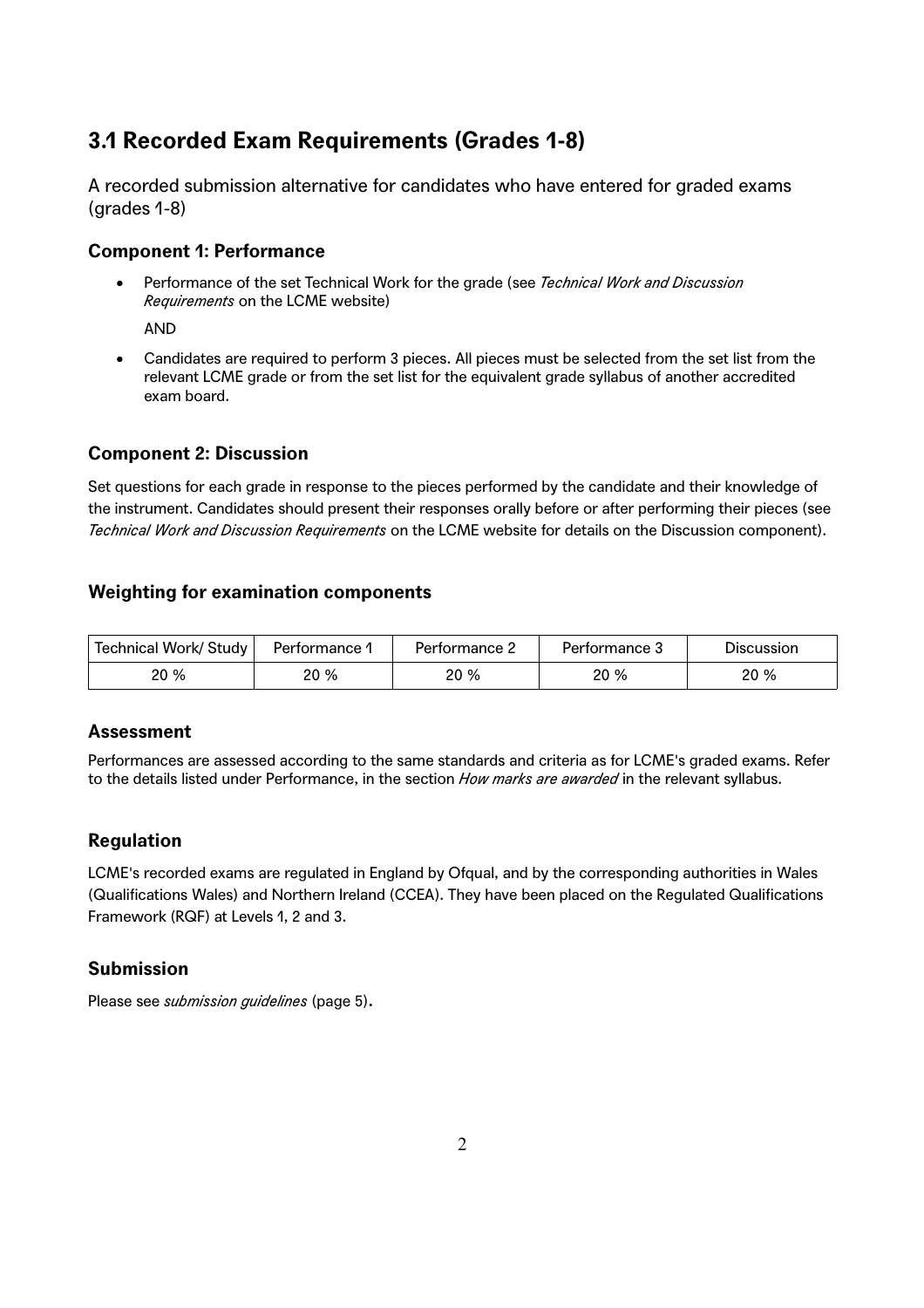## 3.1 Recorded Exam Requirements (Grades 1-8)

A recorded submission alternative for candidates who have entered for graded exams (grades 1-8)

### Component 1: Performance

- Performance of the set Technical Work for the grade (see *Technical Work and Discussion Requirements* on the LCME website)

  AND

- Candidates are required to perform 3 pieces. All pieces must be selected from the set list from the relevant LCME grade or from the set list for the equivalent grade syllabus of another accredited exam board.

### Component 2: Discussion

Set questions for each grade in response to the pieces performed by the candidate and their knowledge of the instrument. Candidates should present their responses orally before or after performing their pieces (see *Technical Work and Discussion Requirements* on the LCME website for details on the Discussion component).

### Weighting for examination components

| Technical Work/ Study | Performance 1 | Performance 2 | Performance 3 | Discussion |
|---|---|---|---|---|
| 20 % | 20 % | 20 % | 20 % | 20 % |

### Assessment

Performances are assessed according to the same standards and criteria as for LCME's graded exams. Refer to the details listed under Performance, in the section *How marks are awarded* in the relevant syllabus.

### Regulation

LCME's recorded exams are regulated in England by Ofqual, and by the corresponding authorities in Wales (Qualifications Wales) and Northern Ireland (CCEA). They have been placed on the Regulated Qualifications Framework (RQF) at Levels 1, 2 and 3.

### Submission

Please see *submission guidelines* (page 5).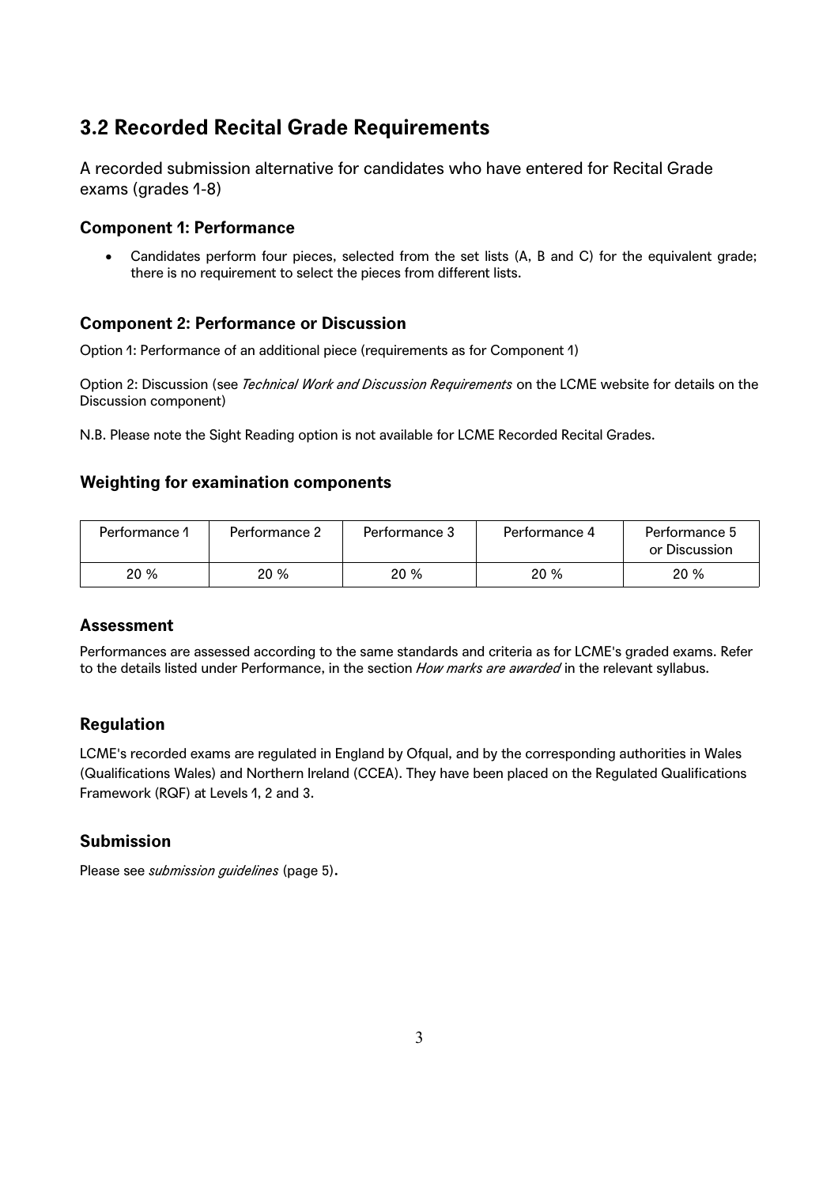## 3.2 Recorded Recital Grade Requirements

A recorded submission alternative for candidates who have entered for Recital Grade exams (grades 1-8)

### Component 1: Performance

- Candidates perform four pieces, selected from the set lists (A, B and C) for the equivalent grade; there is no requirement to select the pieces from different lists.

### Component 2: Performance or Discussion

Option 1: Performance of an additional piece (requirements as for Component 1)

Option 2: Discussion (see *Technical Work and Discussion Requirements* on the LCME website for details on the Discussion component)

N.B. Please note the Sight Reading option is not available for LCME Recorded Recital Grades.

### Weighting for examination components

| Performance 1 | Performance 2 | Performance 3 | Performance 4 | Performance 5 or Discussion |
|---|---|---|---|---|
| 20 % | 20 % | 20 % | 20 % | 20 % |

### Assessment

Performances are assessed according to the same standards and criteria as for LCME's graded exams. Refer to the details listed under Performance, in the section *How marks are awarded* in the relevant syllabus.

### Regulation

LCME's recorded exams are regulated in England by Ofqual, and by the corresponding authorities in Wales (Qualifications Wales) and Northern Ireland (CCEA). They have been placed on the Regulated Qualifications Framework (RQF) at Levels 1, 2 and 3.

### Submission

Please see *submission guidelines* (page 5).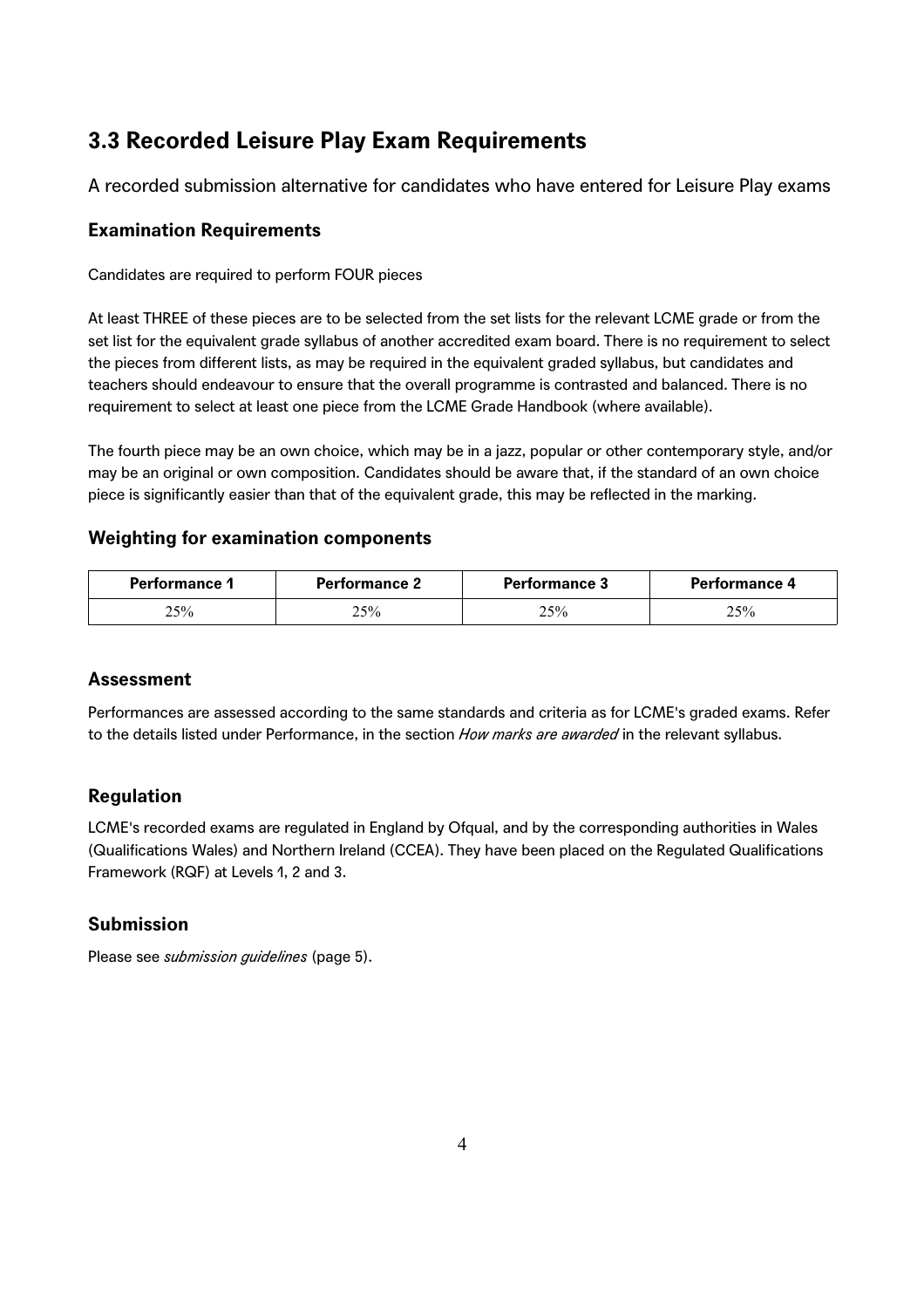## 3.3 Recorded Leisure Play Exam Requirements

A recorded submission alternative for candidates who have entered for Leisure Play exams

### Examination Requirements

Candidates are required to perform FOUR pieces

At least THREE of these pieces are to be selected from the set lists for the relevant LCME grade or from the set list for the equivalent grade syllabus of another accredited exam board. There is no requirement to select the pieces from different lists, as may be required in the equivalent graded syllabus, but candidates and teachers should endeavour to ensure that the overall programme is contrasted and balanced. There is no requirement to select at least one piece from the LCME Grade Handbook (where available).

The fourth piece may be an own choice, which may be in a jazz, popular or other contemporary style, and/or may be an original or own composition. Candidates should be aware that, if the standard of an own choice piece is significantly easier than that of the equivalent grade, this may be reflected in the marking.

### Weighting for examination components

| Performance 1 | Performance 2 | Performance 3 | Performance 4 |
|---|---|---|---|
| 25% | 25% | 25% | 25% |

### Assessment

Performances are assessed according to the same standards and criteria as for LCME's graded exams. Refer to the details listed under Performance, in the section *How marks are awarded* in the relevant syllabus.

### Regulation

LCME's recorded exams are regulated in England by Ofqual, and by the corresponding authorities in Wales (Qualifications Wales) and Northern Ireland (CCEA). They have been placed on the Regulated Qualifications Framework (RQF) at Levels 1, 2 and 3.

### Submission

Please see *submission guidelines* (page 5).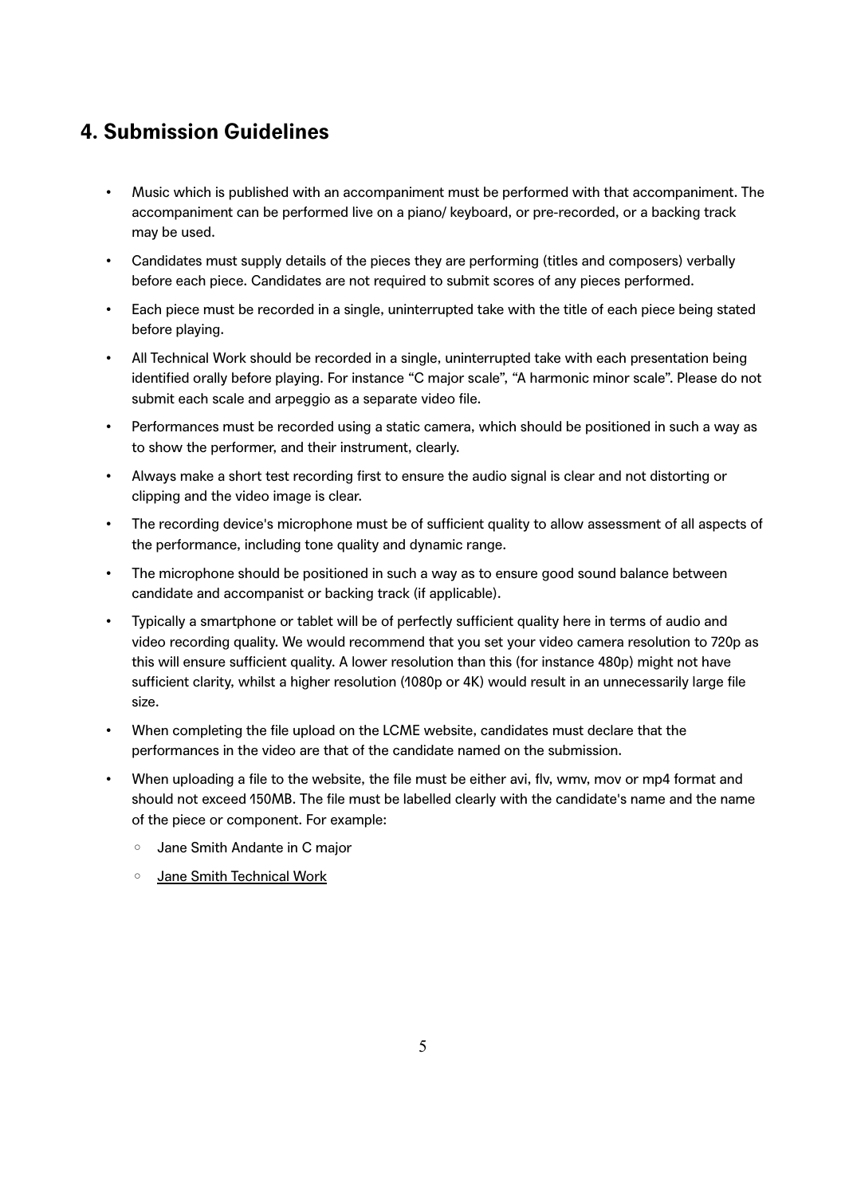## 4. Submission Guidelines

- Music which is published with an accompaniment must be performed with that accompaniment. The accompaniment can be performed live on a piano/ keyboard, or pre-recorded, or a backing track may be used.
- Candidates must supply details of the pieces they are performing (titles and composers) verbally before each piece. Candidates are not required to submit scores of any pieces performed.
- Each piece must be recorded in a single, uninterrupted take with the title of each piece being stated before playing.
- All Technical Work should be recorded in a single, uninterrupted take with each presentation being identified orally before playing. For instance "C major scale", "A harmonic minor scale". Please do not submit each scale and arpeggio as a separate video file.
- Performances must be recorded using a static camera, which should be positioned in such a way as to show the performer, and their instrument, clearly.
- Always make a short test recording first to ensure the audio signal is clear and not distorting or clipping and the video image is clear.
- The recording device's microphone must be of sufficient quality to allow assessment of all aspects of the performance, including tone quality and dynamic range.
- The microphone should be positioned in such a way as to ensure good sound balance between candidate and accompanist or backing track (if applicable).
- Typically a smartphone or tablet will be of perfectly sufficient quality here in terms of audio and video recording quality. We would recommend that you set your video camera resolution to 720p as this will ensure sufficient quality. A lower resolution than this (for instance 480p) might not have sufficient clarity, whilst a higher resolution (1080p or 4K) would result in an unnecessarily large file size.
- When completing the file upload on the LCME website, candidates must declare that the performances in the video are that of the candidate named on the submission.
- When uploading a file to the website, the file must be either avi, flv, wmv, mov or mp4 format and should not exceed 150MB. The file must be labelled clearly with the candidate's name and the name of the piece or component. For example:
  - Jane Smith Andante in C major
  - Jane Smith Technical Work